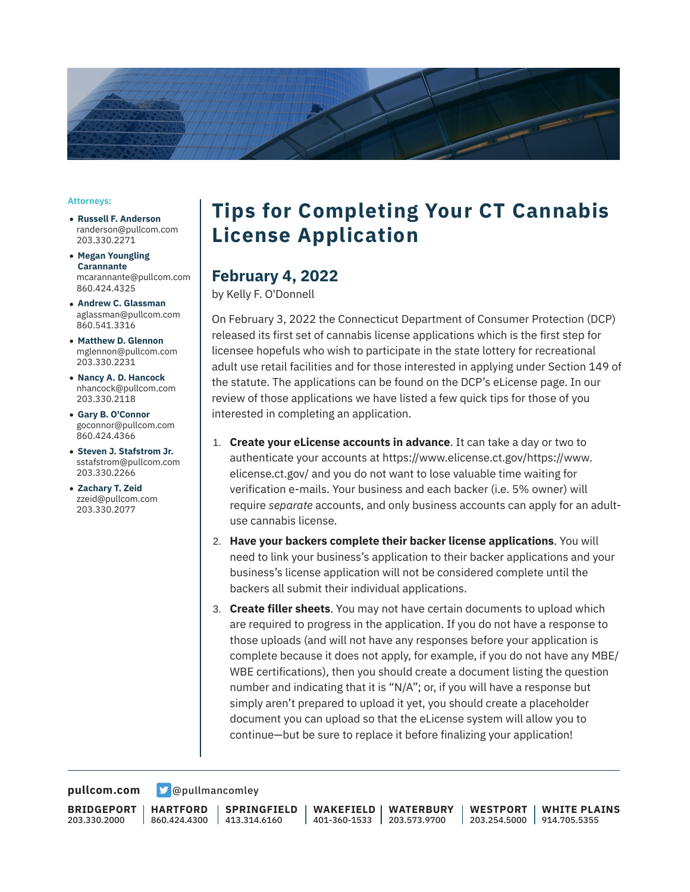# Tips for Completing Your CT Cannabis License Application

## February 4, 2022

by Kelly F. O'Donnell

On February 3, 2022 the Connecticut Department of Consumer Protection (DCP) released its first set of cannabis license applications which is the first step for licensee hopefuls who wish to participate in the state lottery for recreational adult use retail facilities and for those interested in applying under Section 149 of the statute. The applications can be found on the DCP's eLicense page. In our review of those applications we have listed a few quick tips for those of you interested in completing an application.

1. **Create your eLicense accounts in advance**. It can take a day or two to authenticate your accounts at https://www.elicense.ct.gov/https://www.elicense.ct.gov/ and you do not want to lose valuable time waiting for verification e-mails. Your business and each backer (i.e. 5% owner) will require *separate* accounts, and only business accounts can apply for an adult-use cannabis license.
2. **Have your backers complete their backer license applications**. You will need to link your business's application to their backer applications and your business's license application will not be considered complete until the backers all submit their individual applications.
3. **Create filler sheets**. You may not have certain documents to upload which are required to progress in the application. If you do not have a response to those uploads (and will not have any responses before your application is complete because it does not apply, for example, if you do not have any MBE/WBE certifications), then you should create a document listing the question number and indicating that it is "N/A"; or, if you will have a response but simply aren't prepared to upload it yet, you should create a placeholder document you can upload so that the eLicense system will allow you to continue—but be sure to replace it before finalizing your application!

**Attorneys:**

- **Russell F. Anderson**
  randerson@pullcom.com
  203.330.2271
- **Megan Youngling Carannante**
  mcarannante@pullcom.com
  860.424.4325
- **Andrew C. Glassman**
  aglassman@pullcom.com
  860.541.3316
- **Matthew D. Glennon**
  mglennon@pullcom.com
  203.330.2231
- **Nancy A. D. Hancock**
  nhancock@pullcom.com
  203.330.2118
- **Gary B. O'Connor**
  goconnor@pullcom.com
  860.424.4366
- **Steven J. Stafstrom Jr.**
  sstafstrom@pullcom.com
  203.330.2266
- **Zachary T. Zeid**
  zzeid@pullcom.com
  203.330.2077

pullcom.com @pullmancomley

**BRIDGEPORT** 203.330.2000 | **HARTFORD** 860.424.4300 | **SPRINGFIELD** 413.314.6160 | **WAKEFIELD** 401-360-1533 | **WATERBURY** 203.573.9700 | **WESTPORT** 203.254.5000 | **WHITE PLAINS** 914.705.5355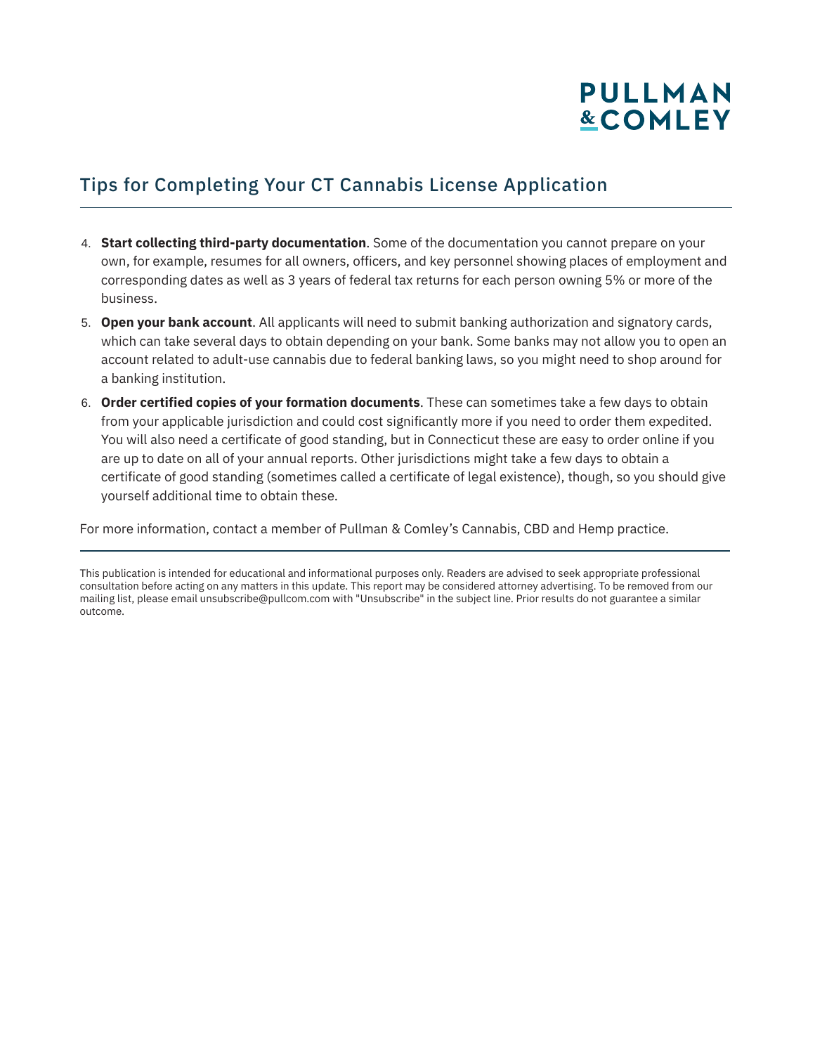## Tips for Completing Your CT Cannabis License Application

4. **Start collecting third-party documentation**. Some of the documentation you cannot prepare on your own, for example, resumes for all owners, officers, and key personnel showing places of employment and corresponding dates as well as 3 years of federal tax returns for each person owning 5% or more of the business.
5. **Open your bank account**. All applicants will need to submit banking authorization and signatory cards, which can take several days to obtain depending on your bank. Some banks may not allow you to open an account related to adult-use cannabis due to federal banking laws, so you might need to shop around for a banking institution.
6. **Order certified copies of your formation documents**. These can sometimes take a few days to obtain from your applicable jurisdiction and could cost significantly more if you need to order them expedited. You will also need a certificate of good standing, but in Connecticut these are easy to order online if you are up to date on all of your annual reports. Other jurisdictions might take a few days to obtain a certificate of good standing (sometimes called a certificate of legal existence), though, so you should give yourself additional time to obtain these.

For more information, contact a member of Pullman & Comley's Cannabis, CBD and Hemp practice.

---

This publication is intended for educational and informational purposes only. Readers are advised to seek appropriate professional consultation before acting on any matters in this update. This report may be considered attorney advertising. To be removed from our mailing list, please email unsubscribe@pullcom.com with "Unsubscribe" in the subject line. Prior results do not guarantee a similar outcome.